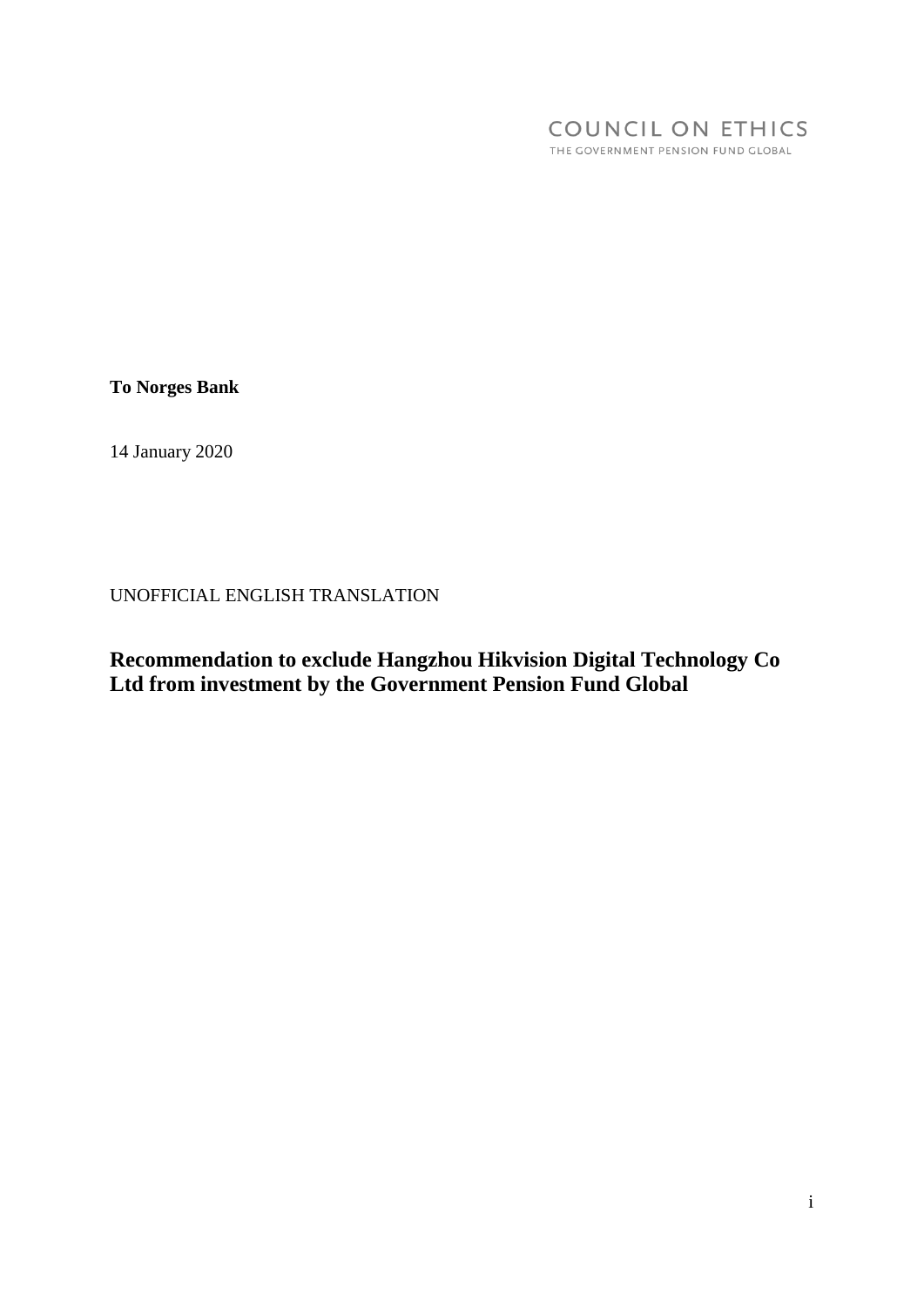COUNCIL ON ETHICS
THE GOVERNMENT PENSION FUND GLOBAL

**To Norges Bank**

14 January 2020

UNOFFICIAL ENGLISH TRANSLATION

# Recommendation to exclude Hangzhou Hikvision Digital Technology Co Ltd from investment by the Government Pension Fund Global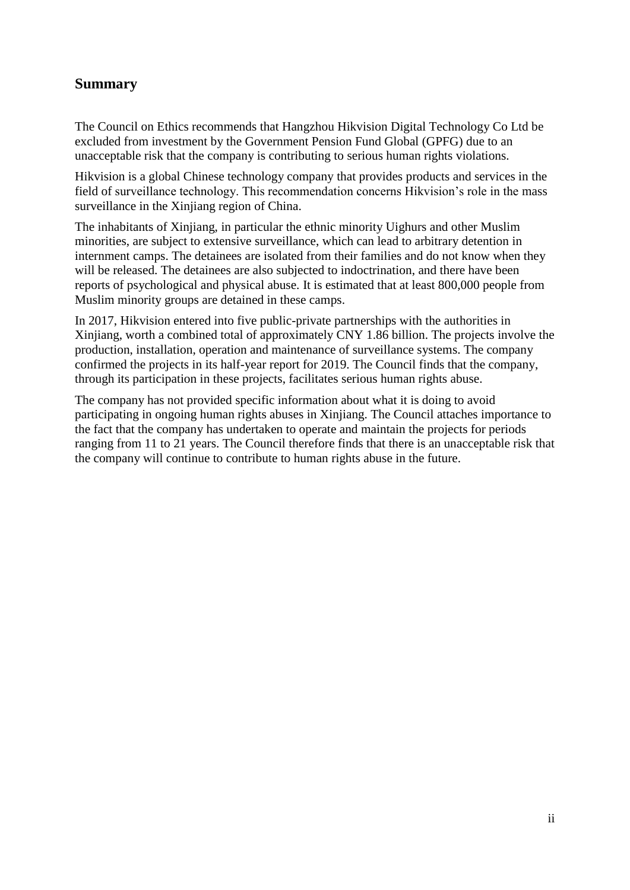## Summary

The Council on Ethics recommends that Hangzhou Hikvision Digital Technology Co Ltd be excluded from investment by the Government Pension Fund Global (GPFG) due to an unacceptable risk that the company is contributing to serious human rights violations.

Hikvision is a global Chinese technology company that provides products and services in the field of surveillance technology. This recommendation concerns Hikvision's role in the mass surveillance in the Xinjiang region of China.

The inhabitants of Xinjiang, in particular the ethnic minority Uighurs and other Muslim minorities, are subject to extensive surveillance, which can lead to arbitrary detention in internment camps. The detainees are isolated from their families and do not know when they will be released. The detainees are also subjected to indoctrination, and there have been reports of psychological and physical abuse. It is estimated that at least 800,000 people from Muslim minority groups are detained in these camps.

In 2017, Hikvision entered into five public-private partnerships with the authorities in Xinjiang, worth a combined total of approximately CNY 1.86 billion. The projects involve the production, installation, operation and maintenance of surveillance systems. The company confirmed the projects in its half-year report for 2019. The Council finds that the company, through its participation in these projects, facilitates serious human rights abuse.

The company has not provided specific information about what it is doing to avoid participating in ongoing human rights abuses in Xinjiang. The Council attaches importance to the fact that the company has undertaken to operate and maintain the projects for periods ranging from 11 to 21 years. The Council therefore finds that there is an unacceptable risk that the company will continue to contribute to human rights abuse in the future.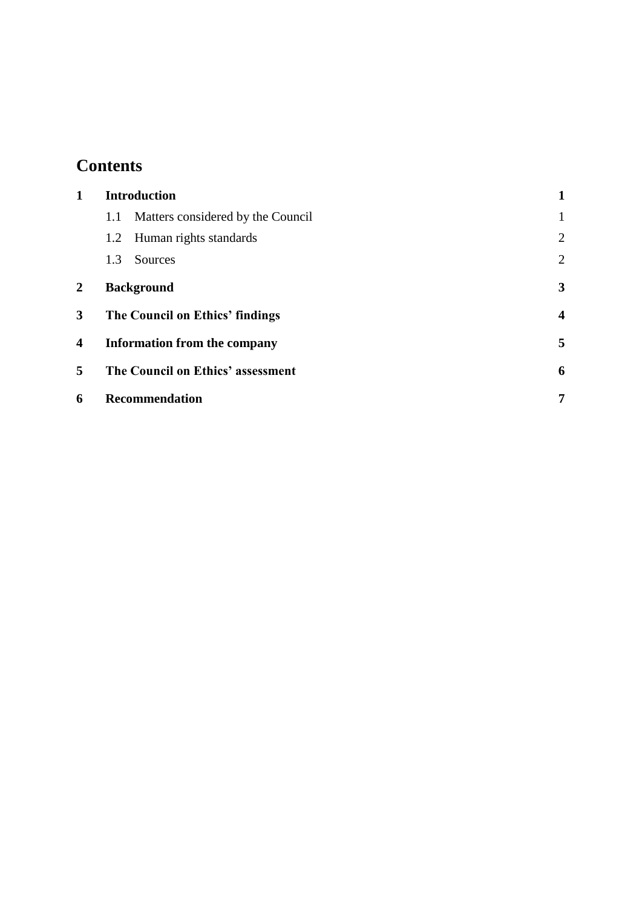# Contents

| | | |
|---|---|---|
| **1** | **Introduction** | **1** |
| | 1.1 Matters considered by the Council | 1 |
| | 1.2 Human rights standards | 2 |
| | 1.3 Sources | 2 |
| **2** | **Background** | **3** |
| **3** | **The Council on Ethics' findings** | **4** |
| **4** | **Information from the company** | **5** |
| **5** | **The Council on Ethics' assessment** | **6** |
| **6** | **Recommendation** | **7** |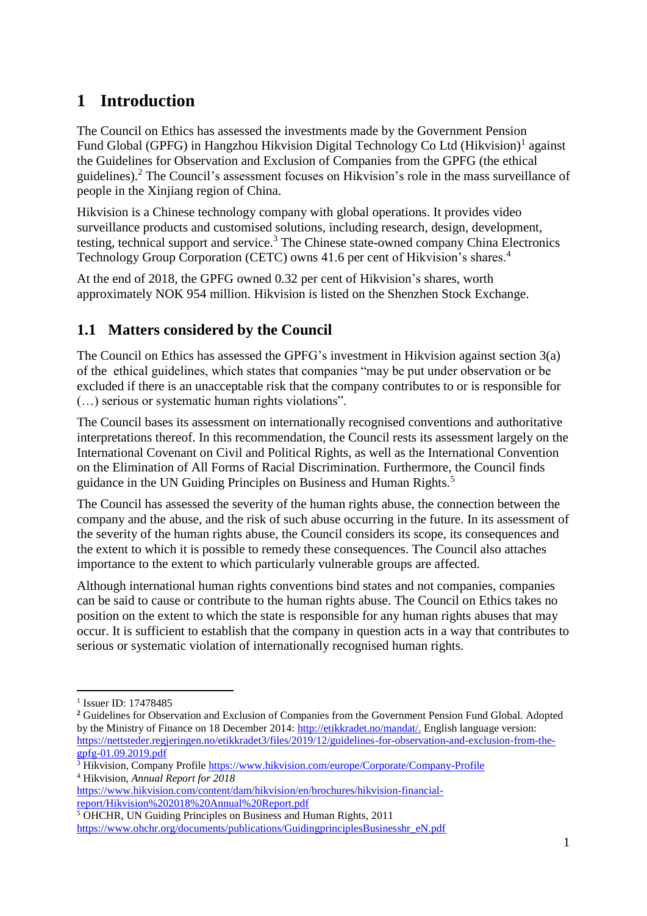# 1 Introduction

The Council on Ethics has assessed the investments made by the Government Pension Fund Global (GPFG) in Hangzhou Hikvision Digital Technology Co Ltd (Hikvision)[1] against the Guidelines for Observation and Exclusion of Companies from the GPFG (the ethical guidelines).[2] The Council's assessment focuses on Hikvision's role in the mass surveillance of people in the Xinjiang region of China.

Hikvision is a Chinese technology company with global operations. It provides video surveillance products and customised solutions, including research, design, development, testing, technical support and service.[3] The Chinese state-owned company China Electronics Technology Group Corporation (CETC) owns 41.6 per cent of Hikvision's shares.[4]

At the end of 2018, the GPFG owned 0.32 per cent of Hikvision's shares, worth approximately NOK 954 million. Hikvision is listed on the Shenzhen Stock Exchange.

## 1.1 Matters considered by the Council

The Council on Ethics has assessed the GPFG's investment in Hikvision against section 3(a) of the ethical guidelines, which states that companies "may be put under observation or be excluded if there is an unacceptable risk that the company contributes to or is responsible for (…) serious or systematic human rights violations".

The Council bases its assessment on internationally recognised conventions and authoritative interpretations thereof. In this recommendation, the Council rests its assessment largely on the International Covenant on Civil and Political Rights, as well as the International Convention on the Elimination of All Forms of Racial Discrimination. Furthermore, the Council finds guidance in the UN Guiding Principles on Business and Human Rights.[5]

The Council has assessed the severity of the human rights abuse, the connection between the company and the abuse, and the risk of such abuse occurring in the future. In its assessment of the severity of the human rights abuse, the Council considers its scope, its consequences and the extent to which it is possible to remedy these consequences. The Council also attaches importance to the extent to which particularly vulnerable groups are affected.

Although international human rights conventions bind states and not companies, companies can be said to cause or contribute to the human rights abuse. The Council on Ethics takes no position on the extent to which the state is responsible for any human rights abuses that may occur. It is sufficient to establish that the company in question acts in a way that contributes to serious or systematic violation of internationally recognised human rights.

---

[1] Issuer ID: 17478485

[2] Guidelines for Observation and Exclusion of Companies from the Government Pension Fund Global. Adopted by the Ministry of Finance on 18 December 2014: http://etikkradet.no/mandat/. English language version: https://nettsteder.regjeringen.no/etikkradet3/files/2019/12/guidelines-for-observation-and-exclusion-from-the-gpfg-01.09.2019.pdf

[3] Hikvision, Company Profile https://www.hikvision.com/europe/Corporate/Company-Profile

[4] Hikvision, *Annual Report for 2018* https://www.hikvision.com/content/dam/hikvision/en/brochures/hikvision-financial-report/Hikvision%202018%20Annual%20Report.pdf

[5] OHCHR, UN Guiding Principles on Business and Human Rights, 2011 https://www.ohchr.org/documents/publications/GuidingprinciplesBusinesshr_eN.pdf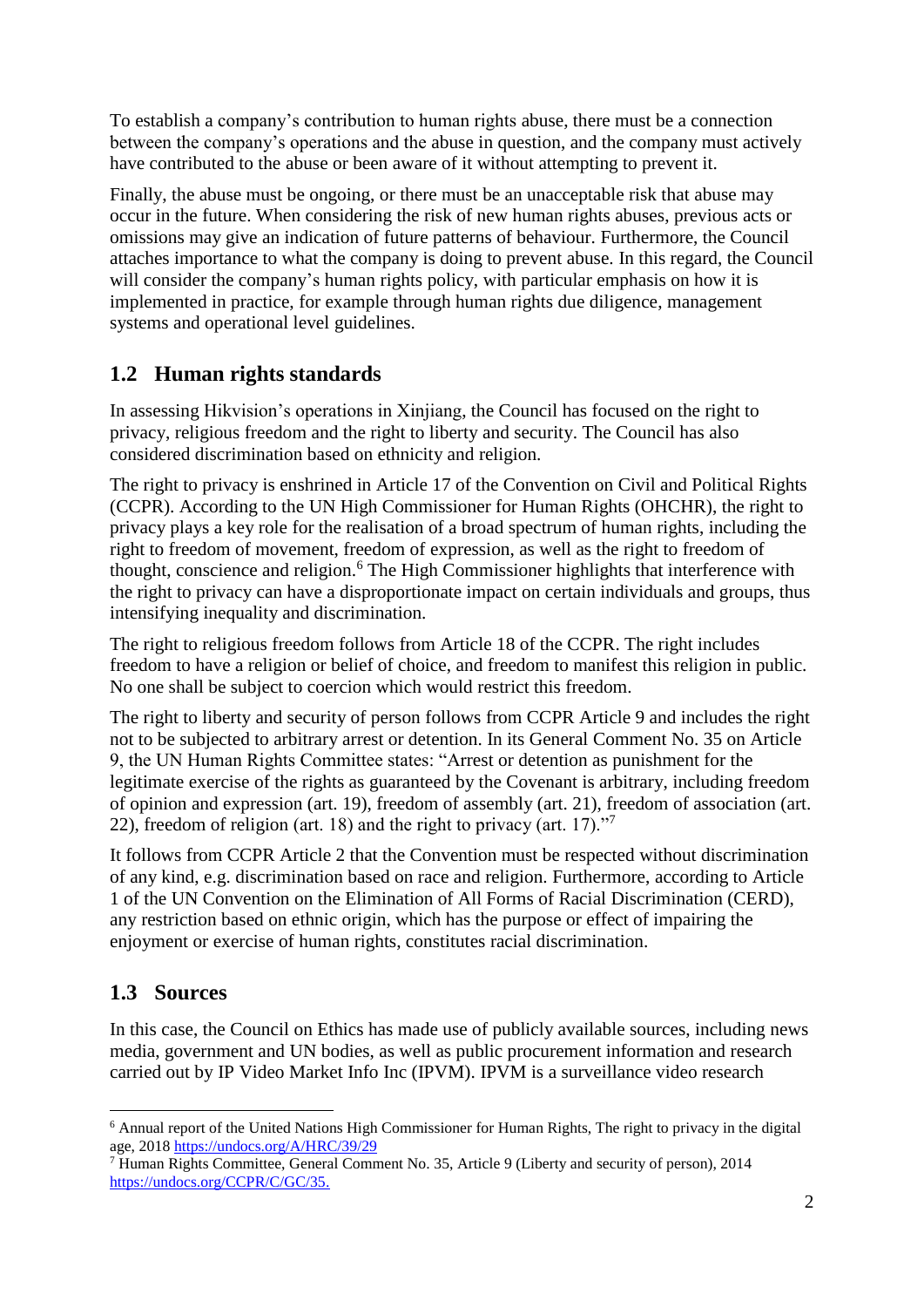To establish a company's contribution to human rights abuse, there must be a connection between the company's operations and the abuse in question, and the company must actively have contributed to the abuse or been aware of it without attempting to prevent it.

Finally, the abuse must be ongoing, or there must be an unacceptable risk that abuse may occur in the future. When considering the risk of new human rights abuses, previous acts or omissions may give an indication of future patterns of behaviour. Furthermore, the Council attaches importance to what the company is doing to prevent abuse. In this regard, the Council will consider the company's human rights policy, with particular emphasis on how it is implemented in practice, for example through human rights due diligence, management systems and operational level guidelines.

## 1.2 Human rights standards

In assessing Hikvision's operations in Xinjiang, the Council has focused on the right to privacy, religious freedom and the right to liberty and security. The Council has also considered discrimination based on ethnicity and religion.

The right to privacy is enshrined in Article 17 of the Convention on Civil and Political Rights (CCPR). According to the UN High Commissioner for Human Rights (OHCHR), the right to privacy plays a key role for the realisation of a broad spectrum of human rights, including the right to freedom of movement, freedom of expression, as well as the right to freedom of thought, conscience and religion.[6] The High Commissioner highlights that interference with the right to privacy can have a disproportionate impact on certain individuals and groups, thus intensifying inequality and discrimination.

The right to religious freedom follows from Article 18 of the CCPR. The right includes freedom to have a religion or belief of choice, and freedom to manifest this religion in public. No one shall be subject to coercion which would restrict this freedom.

The right to liberty and security of person follows from CCPR Article 9 and includes the right not to be subjected to arbitrary arrest or detention. In its General Comment No. 35 on Article 9, the UN Human Rights Committee states: "Arrest or detention as punishment for the legitimate exercise of the rights as guaranteed by the Covenant is arbitrary, including freedom of opinion and expression (art. 19), freedom of assembly (art. 21), freedom of association (art. 22), freedom of religion (art. 18) and the right to privacy (art. 17)."[7]

It follows from CCPR Article 2 that the Convention must be respected without discrimination of any kind, e.g. discrimination based on race and religion. Furthermore, according to Article 1 of the UN Convention on the Elimination of All Forms of Racial Discrimination (CERD), any restriction based on ethnic origin, which has the purpose or effect of impairing the enjoyment or exercise of human rights, constitutes racial discrimination.

## 1.3 Sources

In this case, the Council on Ethics has made use of publicly available sources, including news media, government and UN bodies, as well as public procurement information and research carried out by IP Video Market Info Inc (IPVM). IPVM is a surveillance video research

---

[6] Annual report of the United Nations High Commissioner for Human Rights, The right to privacy in the digital age, 2018 https://undocs.org/A/HRC/39/29

[7] Human Rights Committee, General Comment No. 35, Article 9 (Liberty and security of person), 2014 https://undocs.org/CCPR/C/GC/35.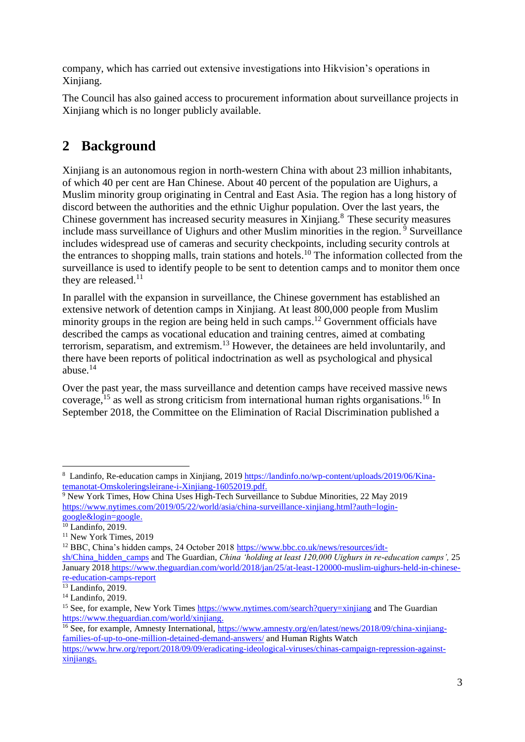company, which has carried out extensive investigations into Hikvision's operations in Xinjiang.

The Council has also gained access to procurement information about surveillance projects in Xinjiang which is no longer publicly available.

## 2 Background

Xinjiang is an autonomous region in north-western China with about 23 million inhabitants, of which 40 per cent are Han Chinese. About 40 percent of the population are Uighurs, a Muslim minority group originating in Central and East Asia. The region has a long history of discord between the authorities and the ethnic Uighur population. Over the last years, the Chinese government has increased security measures in Xinjiang.[8] These security measures include mass surveillance of Uighurs and other Muslim minorities in the region.[9] Surveillance includes widespread use of cameras and security checkpoints, including security controls at the entrances to shopping malls, train stations and hotels.[10] The information collected from the surveillance is used to identify people to be sent to detention camps and to monitor them once they are released.[11]

In parallel with the expansion in surveillance, the Chinese government has established an extensive network of detention camps in Xinjiang. At least 800,000 people from Muslim minority groups in the region are being held in such camps.[12] Government officials have described the camps as vocational education and training centres, aimed at combating terrorism, separatism, and extremism.[13] However, the detainees are held involuntarily, and there have been reports of political indoctrination as well as psychological and physical abuse.[14]

Over the past year, the mass surveillance and detention camps have received massive news coverage,[15] as well as strong criticism from international human rights organisations.[16] In September 2018, the Committee on the Elimination of Racial Discrimination published a

---

[8] Landinfo, Re-education camps in Xinjiang, 2019 https://landinfo.no/wp-content/uploads/2019/06/Kina-temanotat-Omskoleringsleirane-i-Xinjiang-16052019.pdf.

[9] New York Times, How China Uses High-Tech Surveillance to Subdue Minorities, 22 May 2019 https://www.nytimes.com/2019/05/22/world/asia/china-surveillance-xinjiang.html?auth=login-google&login=google.

[10] Landinfo, 2019.

[11] New York Times, 2019

[12] BBC, China's hidden camps, 24 October 2018 https://www.bbc.co.uk/news/resources/idt-sh/China_hidden_camps and The Guardian, *China 'holding at least 120,000 Uighurs in re-education camps'*, 25 January 2018 https://www.theguardian.com/world/2018/jan/25/at-least-120000-muslim-uighurs-held-in-chinese-re-education-camps-report

[13] Landinfo, 2019.

[14] Landinfo, 2019.

[15] See, for example, New York Times https://www.nytimes.com/search?query=xinjiang and The Guardian https://www.theguardian.com/world/xinjiang.

[16] See, for example, Amnesty International, https://www.amnesty.org/en/latest/news/2018/09/china-xinjiang-families-of-up-to-one-million-detained-demand-answers/ and Human Rights Watch https://www.hrw.org/report/2018/09/09/eradicating-ideological-viruses/chinas-campaign-repression-against-xinjiangs.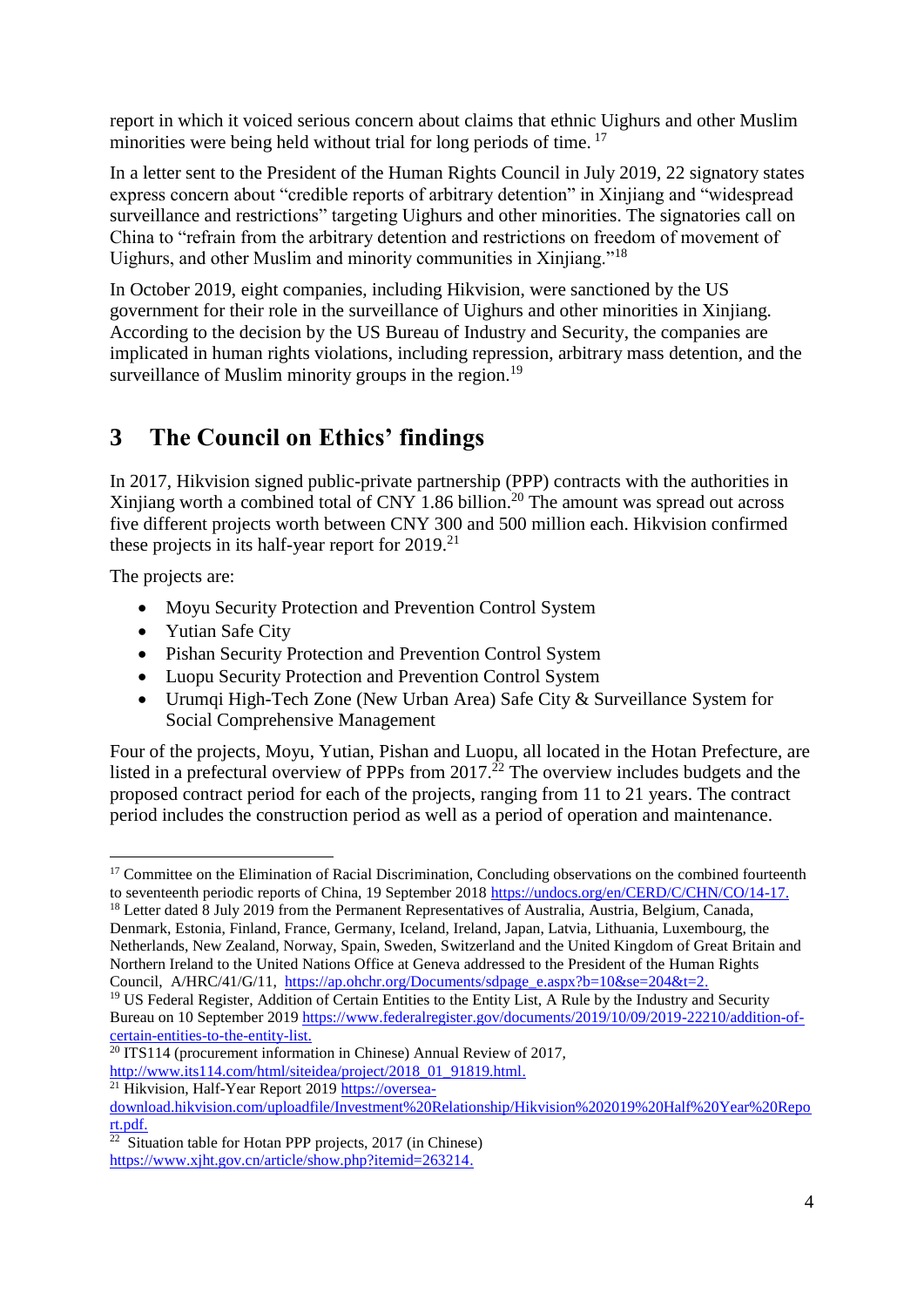report in which it voiced serious concern about claims that ethnic Uighurs and other Muslim minorities were being held without trial for long periods of time. [17]

In a letter sent to the President of the Human Rights Council in July 2019, 22 signatory states express concern about "credible reports of arbitrary detention" in Xinjiang and "widespread surveillance and restrictions" targeting Uighurs and other minorities. The signatories call on China to "refrain from the arbitrary detention and restrictions on freedom of movement of Uighurs, and other Muslim and minority communities in Xinjiang."[18]

In October 2019, eight companies, including Hikvision, were sanctioned by the US government for their role in the surveillance of Uighurs and other minorities in Xinjiang. According to the decision by the US Bureau of Industry and Security, the companies are implicated in human rights violations, including repression, arbitrary mass detention, and the surveillance of Muslim minority groups in the region.[19]

# 3 The Council on Ethics' findings

In 2017, Hikvision signed public-private partnership (PPP) contracts with the authorities in Xinjiang worth a combined total of CNY 1.86 billion.[20] The amount was spread out across five different projects worth between CNY 300 and 500 million each. Hikvision confirmed these projects in its half-year report for 2019.[21]

The projects are:

- Moyu Security Protection and Prevention Control System
- Yutian Safe City
- Pishan Security Protection and Prevention Control System
- Luopu Security Protection and Prevention Control System
- Urumqi High-Tech Zone (New Urban Area) Safe City & Surveillance System for Social Comprehensive Management

Four of the projects, Moyu, Yutian, Pishan and Luopu, all located in the Hotan Prefecture, are listed in a prefectural overview of PPPs from 2017.[22] The overview includes budgets and the proposed contract period for each of the projects, ranging from 11 to 21 years. The contract period includes the construction period as well as a period of operation and maintenance.

---

[17] Committee on the Elimination of Racial Discrimination, Concluding observations on the combined fourteenth to seventeenth periodic reports of China, 19 September 2018 https://undocs.org/en/CERD/C/CHN/CO/14-17.

[18] Letter dated 8 July 2019 from the Permanent Representatives of Australia, Austria, Belgium, Canada, Denmark, Estonia, Finland, France, Germany, Iceland, Ireland, Japan, Latvia, Lithuania, Luxembourg, the Netherlands, New Zealand, Norway, Spain, Sweden, Switzerland and the United Kingdom of Great Britain and Northern Ireland to the United Nations Office at Geneva addressed to the President of the Human Rights Council, A/HRC/41/G/11, https://ap.ohchr.org/Documents/sdpage_e.aspx?b=10&se=204&t=2.

[19] US Federal Register, Addition of Certain Entities to the Entity List, A Rule by the Industry and Security Bureau on 10 September 2019 https://www.federalregister.gov/documents/2019/10/09/2019-22210/addition-of-certain-entities-to-the-entity-list.

[20] ITS114 (procurement information in Chinese) Annual Review of 2017, http://www.its114.com/html/siteidea/project/2018_01_91819.html.

[21] Hikvision, Half-Year Report 2019 https://oversea-download.hikvision.com/uploadfile/Investment%20Relationship/Hikvision%202019%20Half%20Year%20Report.pdf.

[22] Situation table for Hotan PPP projects, 2017 (in Chinese) https://www.xjht.gov.cn/article/show.php?itemid=263214.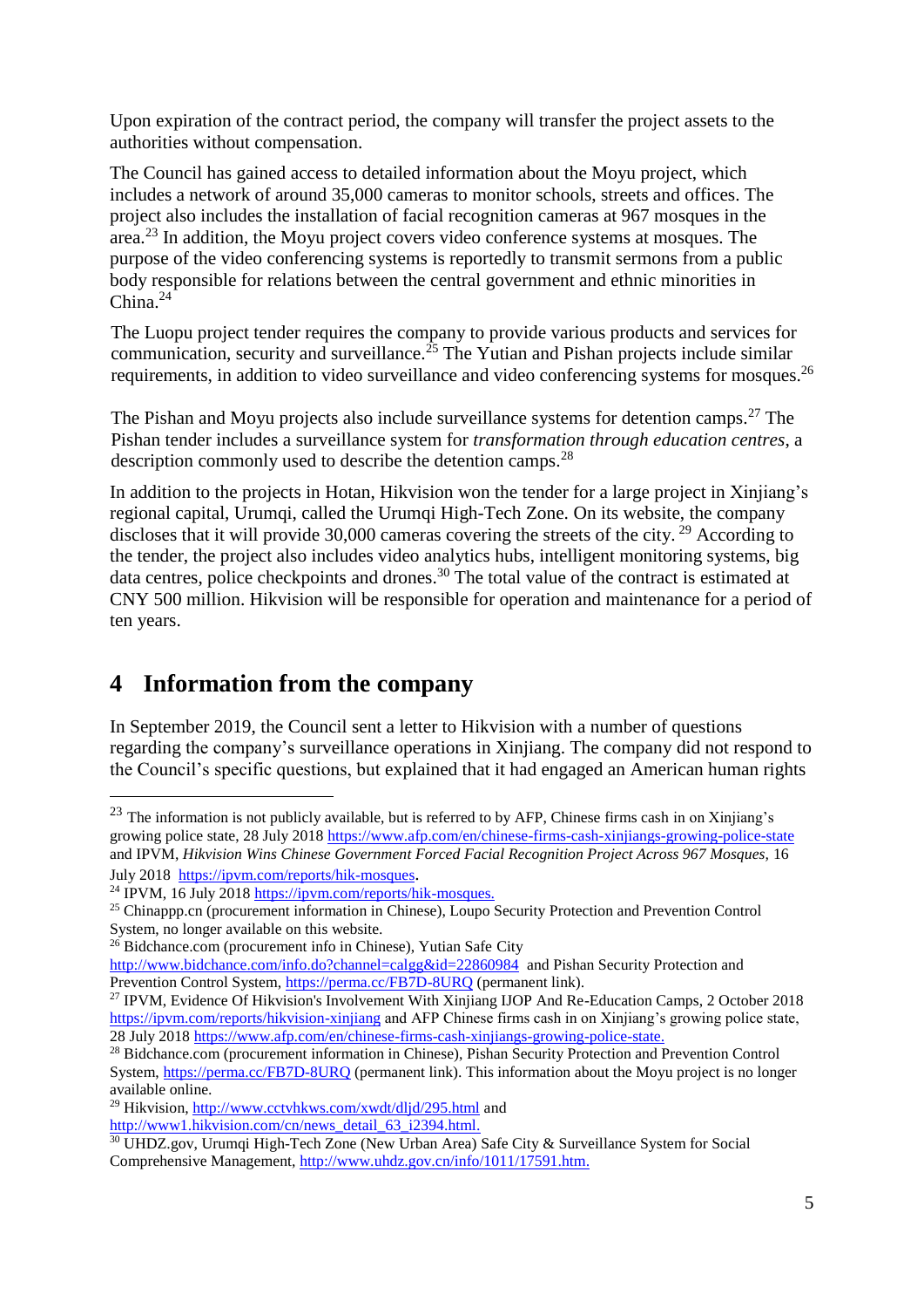Upon expiration of the contract period, the company will transfer the project assets to the authorities without compensation.

The Council has gained access to detailed information about the Moyu project, which includes a network of around 35,000 cameras to monitor schools, streets and offices. The project also includes the installation of facial recognition cameras at 967 mosques in the area.[23] In addition, the Moyu project covers video conference systems at mosques. The purpose of the video conferencing systems is reportedly to transmit sermons from a public body responsible for relations between the central government and ethnic minorities in China.[24]

The Luopu project tender requires the company to provide various products and services for communication, security and surveillance.[25] The Yutian and Pishan projects include similar requirements, in addition to video surveillance and video conferencing systems for mosques.[26]

The Pishan and Moyu projects also include surveillance systems for detention camps.[27] The Pishan tender includes a surveillance system for *transformation through education centres*, a description commonly used to describe the detention camps.[28]

In addition to the projects in Hotan, Hikvision won the tender for a large project in Xinjiang's regional capital, Urumqi, called the Urumqi High-Tech Zone. On its website, the company discloses that it will provide 30,000 cameras covering the streets of the city. [29] According to the tender, the project also includes video analytics hubs, intelligent monitoring systems, big data centres, police checkpoints and drones.[30] The total value of the contract is estimated at CNY 500 million. Hikvision will be responsible for operation and maintenance for a period of ten years.

## 4 Information from the company

In September 2019, the Council sent a letter to Hikvision with a number of questions regarding the company's surveillance operations in Xinjiang. The company did not respond to the Council's specific questions, but explained that it had engaged an American human rights

---

[23] The information is not publicly available, but is referred to by AFP, Chinese firms cash in on Xinjiang's growing police state, 28 July 2018 https://www.afp.com/en/chinese-firms-cash-xinjiangs-growing-police-state and IPVM, *Hikvision Wins Chinese Government Forced Facial Recognition Project Across 967 Mosques*, 16 July 2018 https://ipvm.com/reports/hik-mosques.

[24] IPVM, 16 July 2018 https://ipvm.com/reports/hik-mosques.

[25] Chinappp.cn (procurement information in Chinese), Loupo Security Protection and Prevention Control System, no longer available on this website.

[26] Bidchance.com (procurement info in Chinese), Yutian Safe City http://www.bidchance.com/info.do?channel=calgg&id=22860984 and Pishan Security Protection and Prevention Control System, https://perma.cc/FB7D-8URQ (permanent link).

[27] IPVM, Evidence Of Hikvision's Involvement With Xinjiang IJOP And Re-Education Camps, 2 October 2018 https://ipvm.com/reports/hikvision-xinjiang and AFP Chinese firms cash in on Xinjiang's growing police state, 28 July 2018 https://www.afp.com/en/chinese-firms-cash-xinjiangs-growing-police-state.

[28] Bidchance.com (procurement information in Chinese), Pishan Security Protection and Prevention Control System, https://perma.cc/FB7D-8URQ (permanent link). This information about the Moyu project is no longer available online.

[29] Hikvision, http://www.cctvhkws.com/xwdt/dljd/295.html and http://www1.hikvision.com/cn/news_detail_63_i2394.html.

[30] UHDZ.gov, Urumqi High-Tech Zone (New Urban Area) Safe City & Surveillance System for Social Comprehensive Management, http://www.uhdz.gov.cn/info/1011/17591.htm.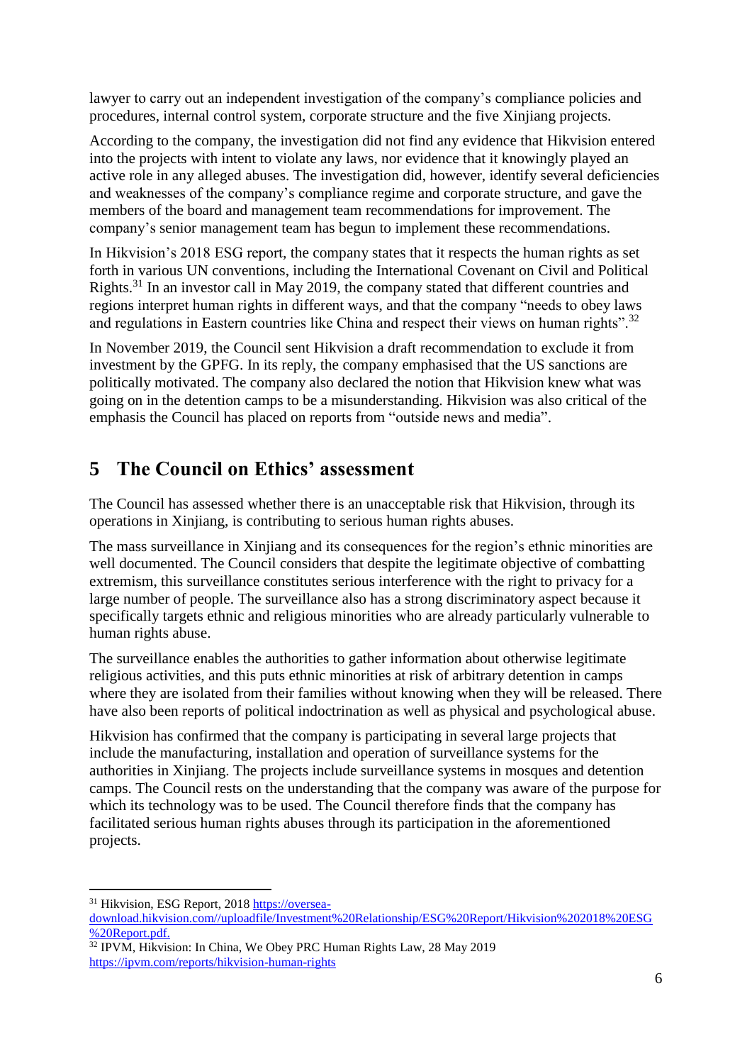lawyer to carry out an independent investigation of the company's compliance policies and procedures, internal control system, corporate structure and the five Xinjiang projects.

According to the company, the investigation did not find any evidence that Hikvision entered into the projects with intent to violate any laws, nor evidence that it knowingly played an active role in any alleged abuses. The investigation did, however, identify several deficiencies and weaknesses of the company's compliance regime and corporate structure, and gave the members of the board and management team recommendations for improvement. The company's senior management team has begun to implement these recommendations.

In Hikvision's 2018 ESG report, the company states that it respects the human rights as set forth in various UN conventions, including the International Covenant on Civil and Political Rights.[31] In an investor call in May 2019, the company stated that different countries and regions interpret human rights in different ways, and that the company "needs to obey laws and regulations in Eastern countries like China and respect their views on human rights".[32]

In November 2019, the Council sent Hikvision a draft recommendation to exclude it from investment by the GPFG. In its reply, the company emphasised that the US sanctions are politically motivated. The company also declared the notion that Hikvision knew what was going on in the detention camps to be a misunderstanding. Hikvision was also critical of the emphasis the Council has placed on reports from "outside news and media".

# 5 The Council on Ethics' assessment

The Council has assessed whether there is an unacceptable risk that Hikvision, through its operations in Xinjiang, is contributing to serious human rights abuses.

The mass surveillance in Xinjiang and its consequences for the region's ethnic minorities are well documented. The Council considers that despite the legitimate objective of combatting extremism, this surveillance constitutes serious interference with the right to privacy for a large number of people. The surveillance also has a strong discriminatory aspect because it specifically targets ethnic and religious minorities who are already particularly vulnerable to human rights abuse.

The surveillance enables the authorities to gather information about otherwise legitimate religious activities, and this puts ethnic minorities at risk of arbitrary detention in camps where they are isolated from their families without knowing when they will be released. There have also been reports of political indoctrination as well as physical and psychological abuse.

Hikvision has confirmed that the company is participating in several large projects that include the manufacturing, installation and operation of surveillance systems for the authorities in Xinjiang. The projects include surveillance systems in mosques and detention camps. The Council rests on the understanding that the company was aware of the purpose for which its technology was to be used. The Council therefore finds that the company has facilitated serious human rights abuses through its participation in the aforementioned projects.

---

[31] Hikvision, ESG Report, 2018 https://oversea-download.hikvision.com//uploadfile/Investment%20Relationship/ESG%20Report/Hikvision%202018%20ESG%20Report.pdf.

[32] IPVM, Hikvision: In China, We Obey PRC Human Rights Law, 28 May 2019 https://ipvm.com/reports/hikvision-human-rights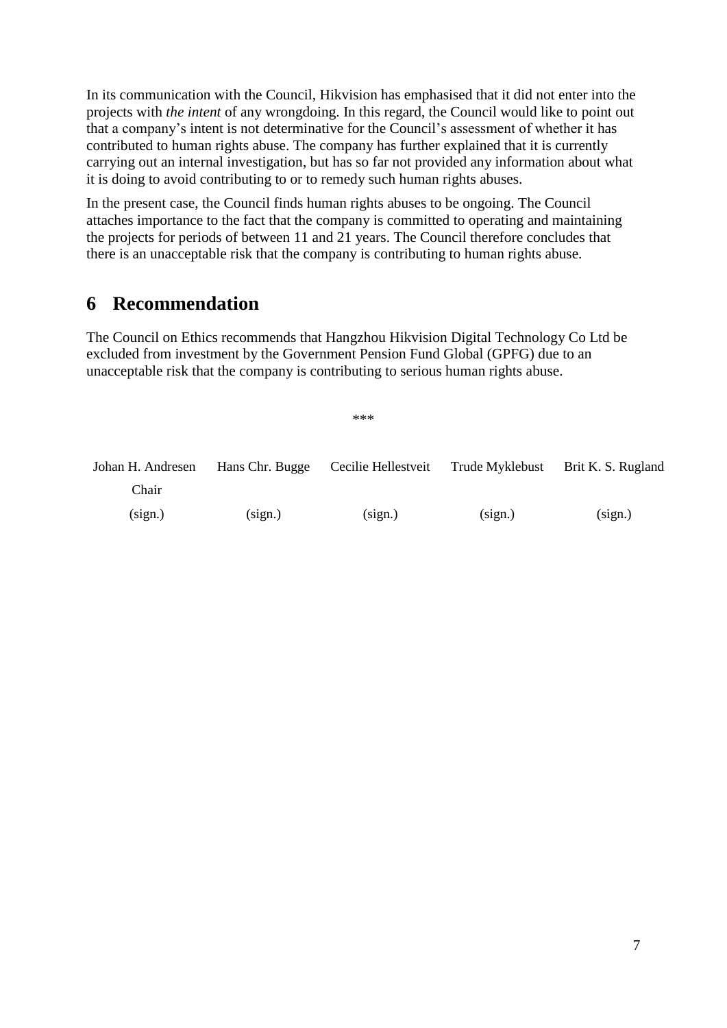In its communication with the Council, Hikvision has emphasised that it did not enter into the projects with *the intent* of any wrongdoing. In this regard, the Council would like to point out that a company's intent is not determinative for the Council's assessment of whether it has contributed to human rights abuse. The company has further explained that it is currently carrying out an internal investigation, but has so far not provided any information about what it is doing to avoid contributing to or to remedy such human rights abuses.

In the present case, the Council finds human rights abuses to be ongoing. The Council attaches importance to the fact that the company is committed to operating and maintaining the projects for periods of between 11 and 21 years. The Council therefore concludes that there is an unacceptable risk that the company is contributing to human rights abuse.

# 6 Recommendation

The Council on Ethics recommends that Hangzhou Hikvision Digital Technology Co Ltd be excluded from investment by the Government Pension Fund Global (GPFG) due to an unacceptable risk that the company is contributing to serious human rights abuse.

\*\*\*

| | | | | |
|---|---|---|---|---|
| Johan H. Andresen<br>Chair | Hans Chr. Bugge | Cecilie Hellestveit | Trude Myklebust | Brit K. S. Rugland |
| (sign.) | (sign.) | (sign.) | (sign.) | (sign.) |